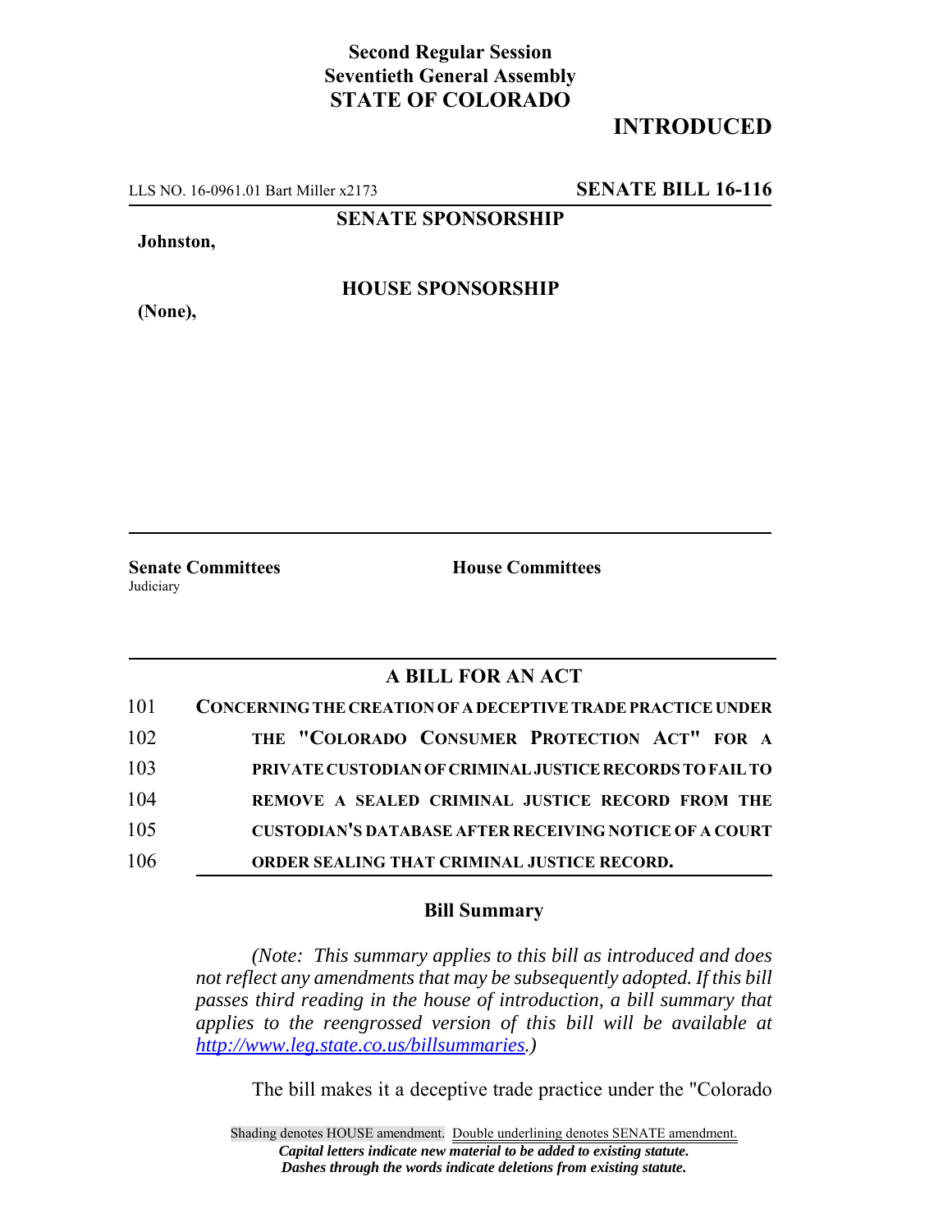**Second Regular Session**
**Seventieth General Assembly**
**STATE OF COLORADO**

## INTRODUCED

LLS NO. 16-0961.01 Bart Miller x2173 **SENATE BILL 16-116**

**SENATE SPONSORSHIP**

**Johnston,**

**HOUSE SPONSORSHIP**

**(None),**

**Senate Committees**
Judiciary

**House Committees**

## A BILL FOR AN ACT

101 **CONCERNING THE CREATION OF A DECEPTIVE TRADE PRACTICE UNDER**
102 **THE "COLORADO CONSUMER PROTECTION ACT" FOR A**
103 **PRIVATE CUSTODIAN OF CRIMINAL JUSTICE RECORDS TO FAIL TO**
104 **REMOVE A SEALED CRIMINAL JUSTICE RECORD FROM THE**
105 **CUSTODIAN'S DATABASE AFTER RECEIVING NOTICE OF A COURT**
106 **ORDER SEALING THAT CRIMINAL JUSTICE RECORD.**

### Bill Summary

*(Note: This summary applies to this bill as introduced and does not reflect any amendments that may be subsequently adopted. If this bill passes third reading in the house of introduction, a bill summary that applies to the reengrossed version of this bill will be available at http://www.leg.state.co.us/billsummaries.)*

The bill makes it a deceptive trade practice under the "Colorado

Shading denotes HOUSE amendment. Double underlining denotes SENATE amendment.
*Capital letters indicate new material to be added to existing statute.*
*Dashes through the words indicate deletions from existing statute.*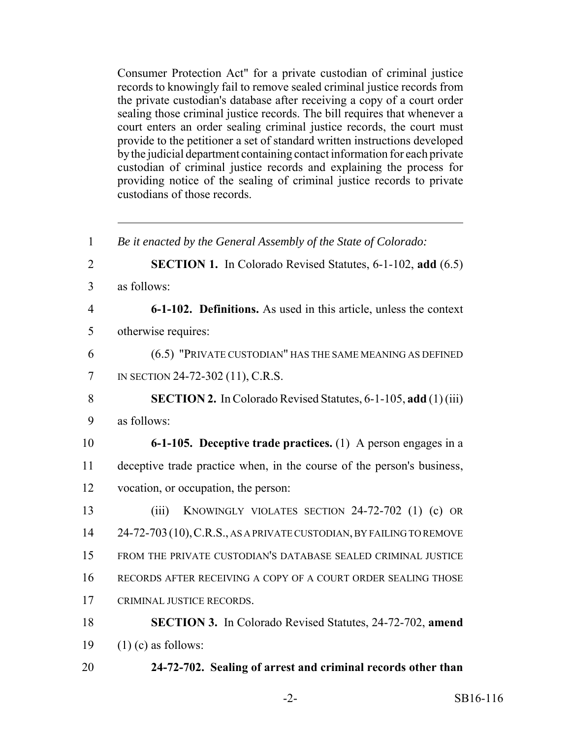Consumer Protection Act" for a private custodian of criminal justice records to knowingly fail to remove sealed criminal justice records from the private custodian's database after receiving a copy of a court order sealing those criminal justice records. The bill requires that whenever a court enters an order sealing criminal justice records, the court must provide to the petitioner a set of standard written instructions developed by the judicial department containing contact information for each private custodian of criminal justice records and explaining the process for providing notice of the sealing of criminal justice records to private custodians of those records.

---

1 *Be it enacted by the General Assembly of the State of Colorado:*

2 **SECTION 1.** In Colorado Revised Statutes, 6-1-102, **add** (6.5)
3 as follows:

4 **6-1-102. Definitions.** As used in this article, unless the context
5 otherwise requires:

6 (6.5) "PRIVATE CUSTODIAN" HAS THE SAME MEANING AS DEFINED
7 IN SECTION 24-72-302 (11), C.R.S.

8 **SECTION 2.** In Colorado Revised Statutes, 6-1-105, **add** (1) (iii)
9 as follows:

10 **6-1-105. Deceptive trade practices.** (1) A person engages in a
11 deceptive trade practice when, in the course of the person's business,
12 vocation, or occupation, the person:

13 (iii) KNOWINGLY VIOLATES SECTION 24-72-702 (1) (c) OR
14 24-72-703 (10), C.R.S., AS A PRIVATE CUSTODIAN, BY FAILING TO REMOVE
15 FROM THE PRIVATE CUSTODIAN'S DATABASE SEALED CRIMINAL JUSTICE
16 RECORDS AFTER RECEIVING A COPY OF A COURT ORDER SEALING THOSE
17 CRIMINAL JUSTICE RECORDS.

18 **SECTION 3.** In Colorado Revised Statutes, 24-72-702, **amend**
19 (1) (c) as follows:

20 **24-72-702. Sealing of arrest and criminal records other than**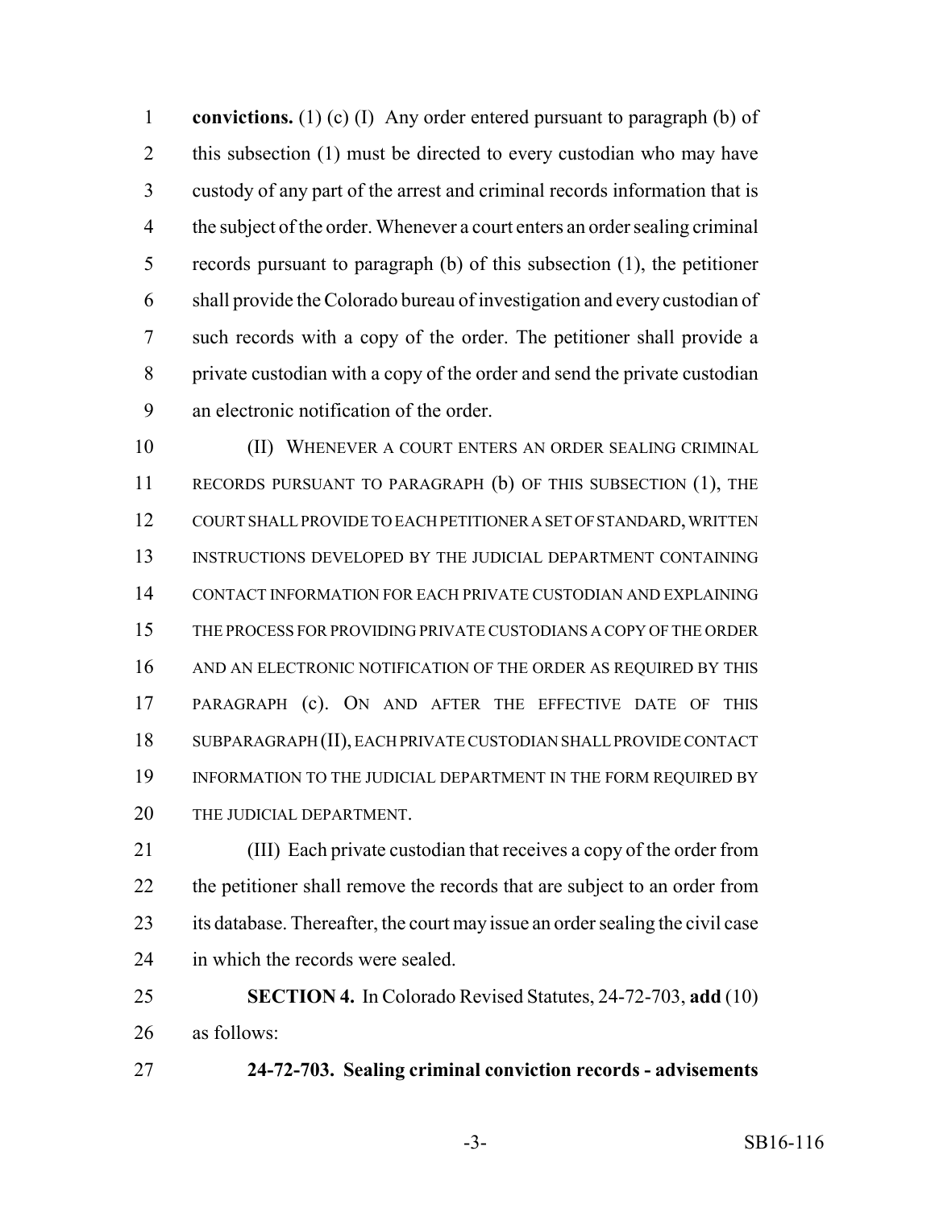**convictions.** (1) (c) (I) Any order entered pursuant to paragraph (b) of this subsection (1) must be directed to every custodian who may have custody of any part of the arrest and criminal records information that is the subject of the order. Whenever a court enters an order sealing criminal records pursuant to paragraph (b) of this subsection (1), the petitioner shall provide the Colorado bureau of investigation and every custodian of such records with a copy of the order. The petitioner shall provide a private custodian with a copy of the order and send the private custodian an electronic notification of the order.

(II) WHENEVER A COURT ENTERS AN ORDER SEALING CRIMINAL RECORDS PURSUANT TO PARAGRAPH (b) OF THIS SUBSECTION (1), THE COURT SHALL PROVIDE TO EACH PETITIONER A SET OF STANDARD, WRITTEN INSTRUCTIONS DEVELOPED BY THE JUDICIAL DEPARTMENT CONTAINING CONTACT INFORMATION FOR EACH PRIVATE CUSTODIAN AND EXPLAINING THE PROCESS FOR PROVIDING PRIVATE CUSTODIANS A COPY OF THE ORDER AND AN ELECTRONIC NOTIFICATION OF THE ORDER AS REQUIRED BY THIS PARAGRAPH (c). ON AND AFTER THE EFFECTIVE DATE OF THIS SUBPARAGRAPH (II), EACH PRIVATE CUSTODIAN SHALL PROVIDE CONTACT INFORMATION TO THE JUDICIAL DEPARTMENT IN THE FORM REQUIRED BY THE JUDICIAL DEPARTMENT.

(III) Each private custodian that receives a copy of the order from the petitioner shall remove the records that are subject to an order from its database. Thereafter, the court may issue an order sealing the civil case in which the records were sealed.

**SECTION 4.** In Colorado Revised Statutes, 24-72-703, **add** (10) as follows:

**24-72-703. Sealing criminal conviction records - advisements**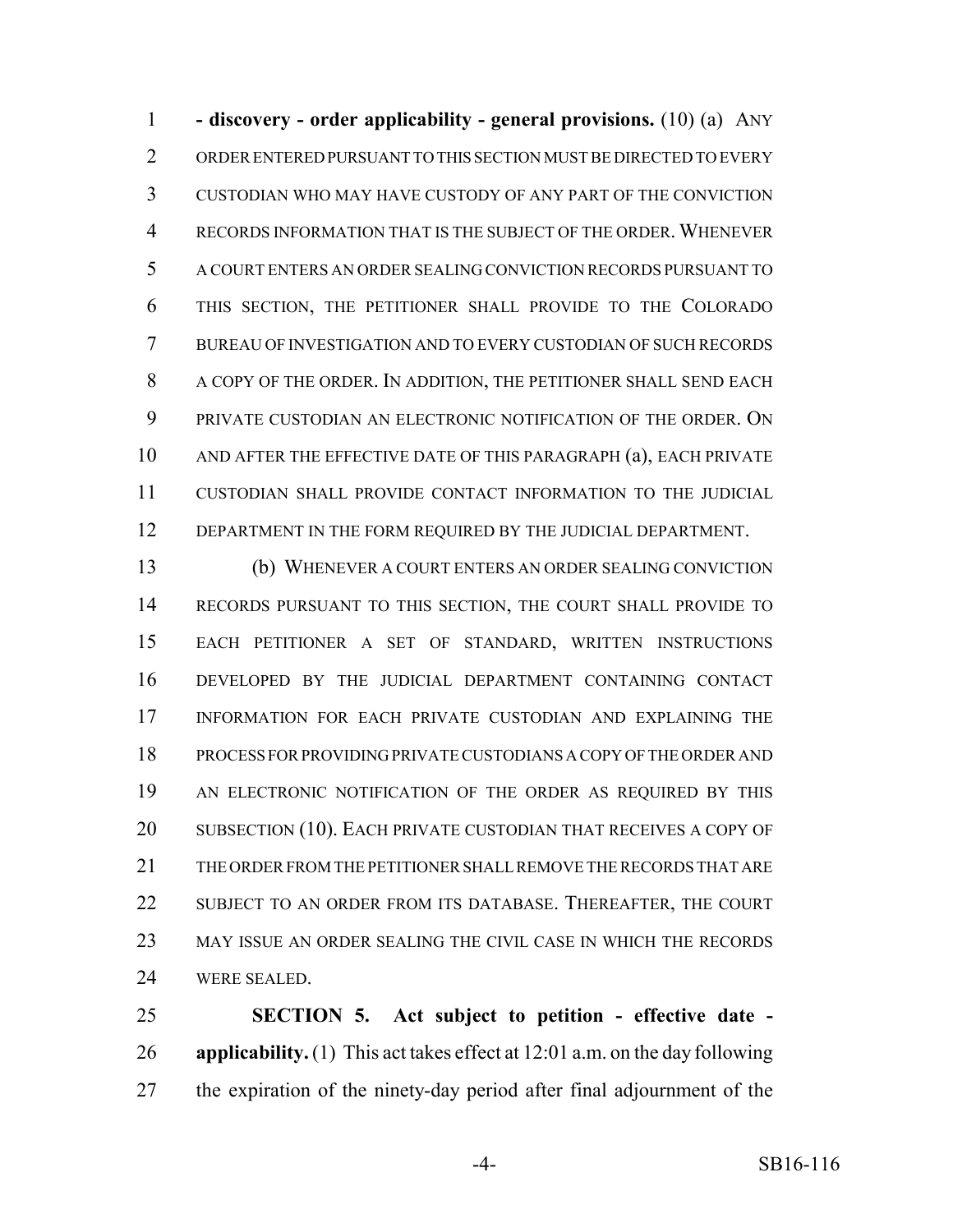**- discovery - order applicability - general provisions.** (10) (a) ANY ORDER ENTERED PURSUANT TO THIS SECTION MUST BE DIRECTED TO EVERY CUSTODIAN WHO MAY HAVE CUSTODY OF ANY PART OF THE CONVICTION RECORDS INFORMATION THAT IS THE SUBJECT OF THE ORDER. WHENEVER A COURT ENTERS AN ORDER SEALING CONVICTION RECORDS PURSUANT TO THIS SECTION, THE PETITIONER SHALL PROVIDE TO THE COLORADO BUREAU OF INVESTIGATION AND TO EVERY CUSTODIAN OF SUCH RECORDS A COPY OF THE ORDER. IN ADDITION, THE PETITIONER SHALL SEND EACH PRIVATE CUSTODIAN AN ELECTRONIC NOTIFICATION OF THE ORDER. ON AND AFTER THE EFFECTIVE DATE OF THIS PARAGRAPH (a), EACH PRIVATE CUSTODIAN SHALL PROVIDE CONTACT INFORMATION TO THE JUDICIAL DEPARTMENT IN THE FORM REQUIRED BY THE JUDICIAL DEPARTMENT.

(b) WHENEVER A COURT ENTERS AN ORDER SEALING CONVICTION RECORDS PURSUANT TO THIS SECTION, THE COURT SHALL PROVIDE TO EACH PETITIONER A SET OF STANDARD, WRITTEN INSTRUCTIONS DEVELOPED BY THE JUDICIAL DEPARTMENT CONTAINING CONTACT INFORMATION FOR EACH PRIVATE CUSTODIAN AND EXPLAINING THE PROCESS FOR PROVIDING PRIVATE CUSTODIANS A COPY OF THE ORDER AND AN ELECTRONIC NOTIFICATION OF THE ORDER AS REQUIRED BY THIS SUBSECTION (10). EACH PRIVATE CUSTODIAN THAT RECEIVES A COPY OF THE ORDER FROM THE PETITIONER SHALL REMOVE THE RECORDS THAT ARE SUBJECT TO AN ORDER FROM ITS DATABASE. THEREAFTER, THE COURT MAY ISSUE AN ORDER SEALING THE CIVIL CASE IN WHICH THE RECORDS WERE SEALED.

**SECTION 5. Act subject to petition - effective date - applicability.** (1) This act takes effect at 12:01 a.m. on the day following the expiration of the ninety-day period after final adjournment of the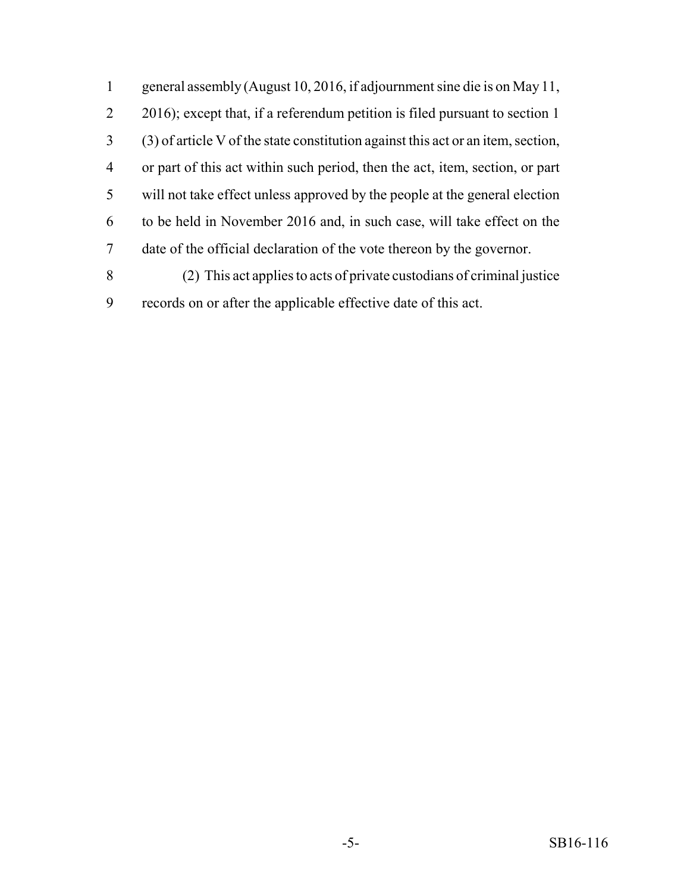general assembly (August 10, 2016, if adjournment sine die is on May 11, 2016); except that, if a referendum petition is filed pursuant to section 1 (3) of article V of the state constitution against this act or an item, section, or part of this act within such period, then the act, item, section, or part will not take effect unless approved by the people at the general election to be held in November 2016 and, in such case, will take effect on the date of the official declaration of the vote thereon by the governor.

(2) This act applies to acts of private custodians of criminal justice records on or after the applicable effective date of this act.